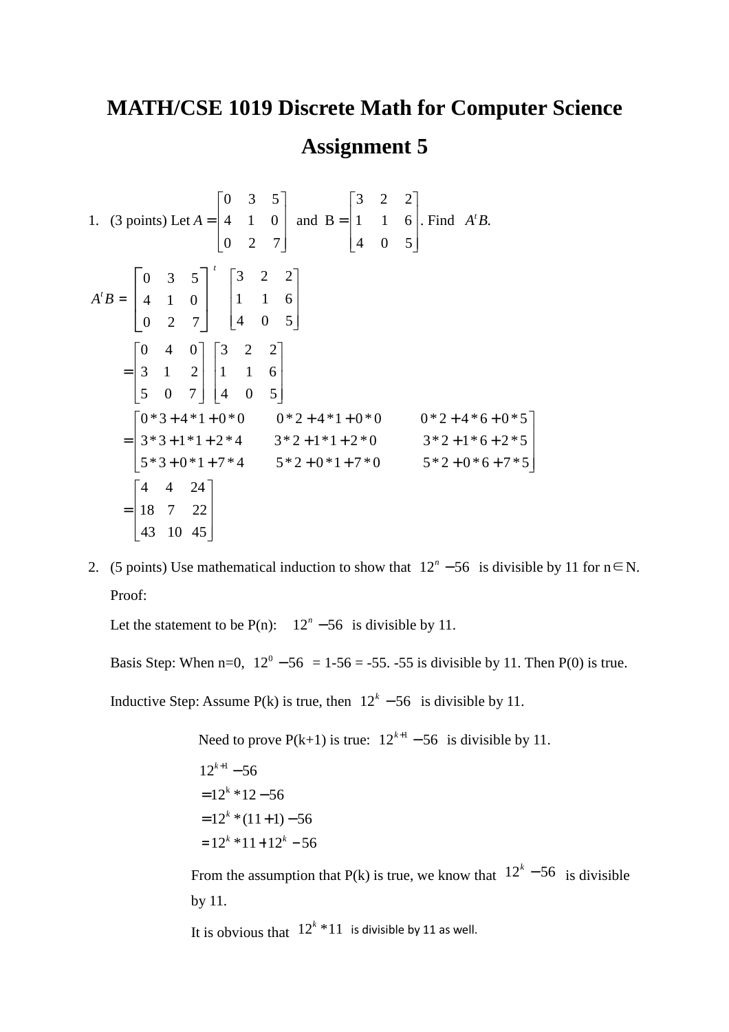# MATH/CSE 1019 Discrete Math for Computer Science

# Assignment 5

1. (3 points) Let $A = \begin{bmatrix} 0 & 3 & 5 \\ 4 & 1 & 0 \\ 0 & 2 & 7 \end{bmatrix}$ and $B = \begin{bmatrix} 3 & 2 & 2 \\ 1 & 1 & 6 \\ 4 & 0 & 5 \end{bmatrix}$. Find $A^t B$.

$$A^t B = \begin{bmatrix} 0 & 3 & 5 \\ 4 & 1 & 0 \\ 0 & 2 & 7 \end{bmatrix}^t \begin{bmatrix} 3 & 2 & 2 \\ 1 & 1 & 6 \\ 4 & 0 & 5 \end{bmatrix}$$

$$= \begin{bmatrix} 0 & 4 & 0 \\ 3 & 1 & 2 \\ 5 & 0 & 7 \end{bmatrix} \begin{bmatrix} 3 & 2 & 2 \\ 1 & 1 & 6 \\ 4 & 0 & 5 \end{bmatrix}$$

$$= \begin{bmatrix} 0*3+4*1+0*0 & 0*2+4*1+0*0 & 0*2+4*6+0*5 \\ 3*3+1*1+2*4 & 3*2+1*1+2*0 & 3*2+1*6+2*5 \\ 5*3+0*1+7*4 & 5*2+0*1+7*0 & 5*2+0*6+7*5 \end{bmatrix}$$

$$= \begin{bmatrix} 4 & 4 & 24 \\ 18 & 7 & 22 \\ 43 & 10 & 45 \end{bmatrix}$$

2. (5 points) Use mathematical induction to show that $12^n - 56$ is divisible by 11 for $n \in N$.

   Proof:

   Let the statement to be P(n): $12^n - 56$ is divisible by 11.

   Basis Step: When n=0, $12^0 - 56$ = 1-56 = -55. -55 is divisible by 11. Then P(0) is true.

   Inductive Step: Assume P(k) is true, then $12^k - 56$ is divisible by 11.

   Need to prove P(k+1) is true: $12^{k+1} - 56$ is divisible by 11.

$$\begin{aligned} &12^{k+1} - 56 \\ &= 12^k * 12 - 56 \\ &= 12^k * (11+1) - 56 \\ &= 12^k * 11 + 12^k - 56 \end{aligned}$$

   From the assumption that P(k) is true, we know that $12^k - 56$ is divisible by 11.

   It is obvious that $12^k * 11$ is divisible by 11 as well.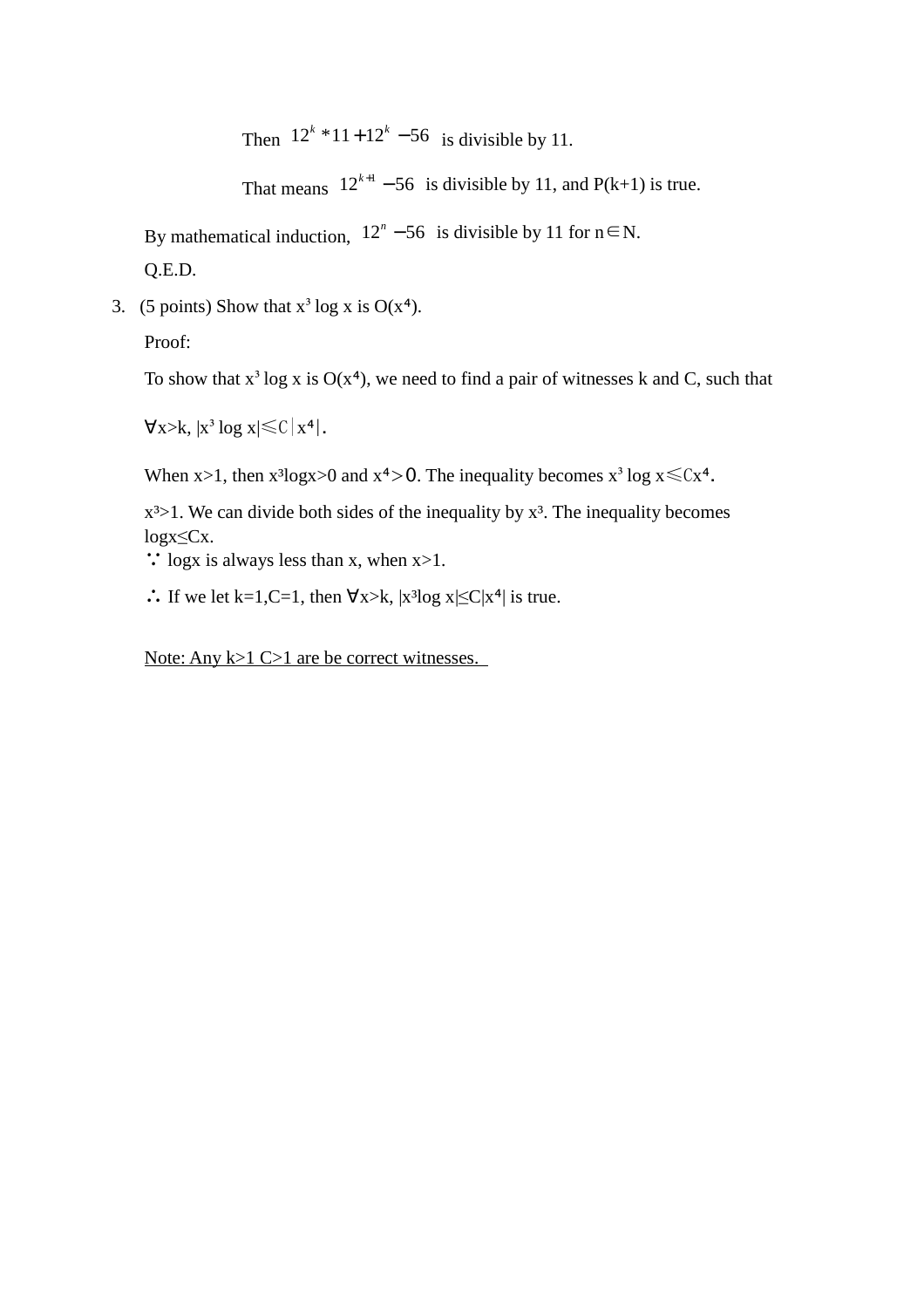Then $12^k * 11 + 12^k - 56$ is divisible by 11.

That means $12^{k+1} - 56$ is divisible by 11, and P(k+1) is true.

By mathematical induction, $12^n - 56$ is divisible by 11 for $n \in N$.

Q.E.D.

3. (5 points) Show that $x^3 \log x$ is $O(x^4)$.

Proof:

To show that $x^3 \log x$ is $O(x^4)$, we need to find a pair of witnesses k and C, such that

$\forall x > k$, $|x^3 \log x| \leqslant C|x^4|$.

When $x > 1$, then $x^3 \log x > 0$ and $x^4 > 0$. The inequality becomes $x^3 \log x \leqslant Cx^4$.

$x^3 > 1$. We can divide both sides of the inequality by $x^3$. The inequality becomes $\log x \leq Cx$.

$\because$ $\log x$ is always less than x, when $x > 1$.

$\therefore$ If we let $k=1, C=1$, then $\forall x > k$, $|x^3 \log x| \leq C|x^4|$ is true.

Note: Any $k>1$ $C>1$ are be correct witnesses.